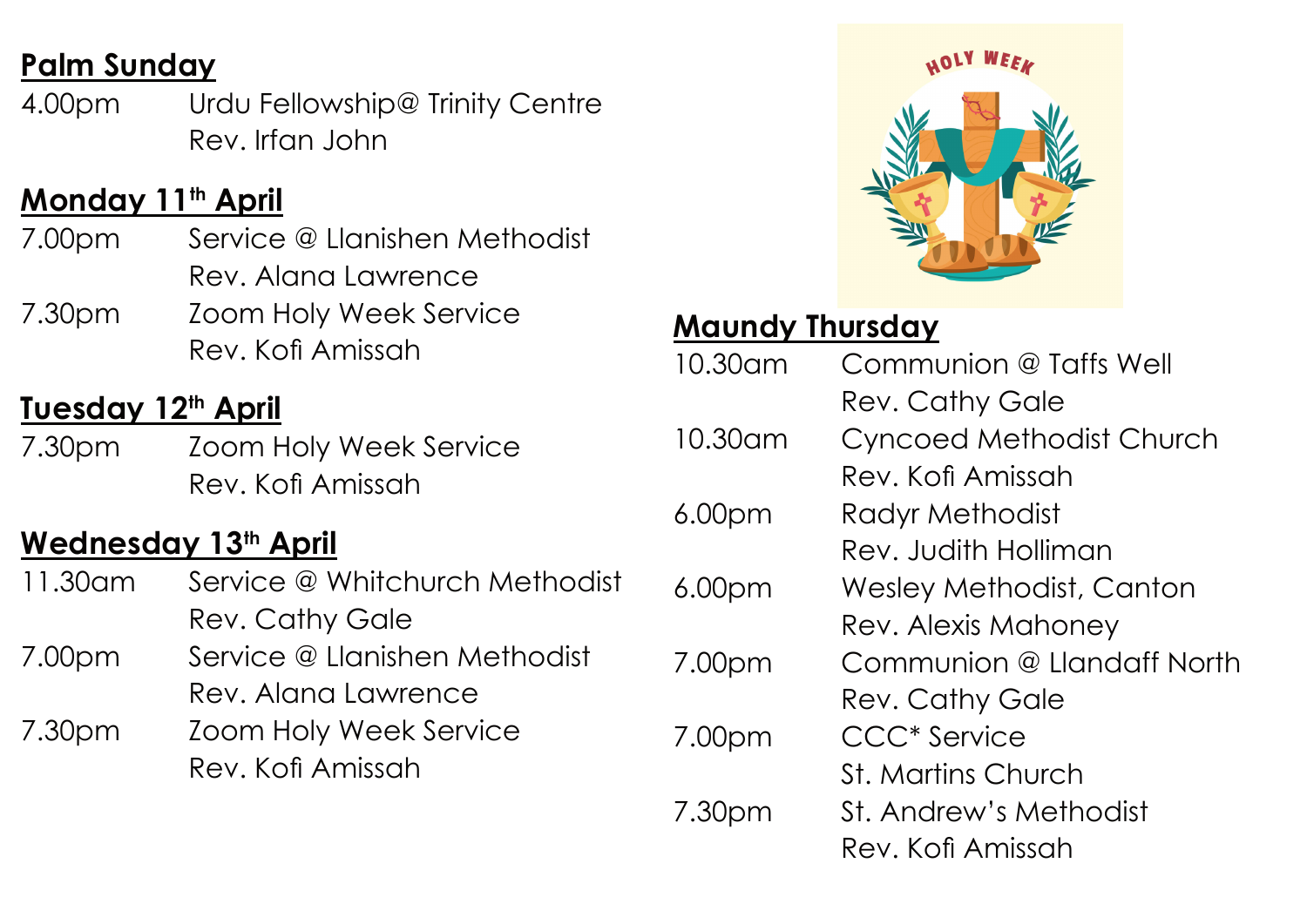**Palm Sunday**

4.00pm Urdu Fellowship@ Trinity Centre
Rev. Irfan John

**Monday 11th April**

7.00pm Service @ Llanishen Methodist
Rev. Alana Lawrence

7.30pm Zoom Holy Week Service
Rev. Kofi Amissah

**Tuesday 12th April**

7.30pm Zoom Holy Week Service
Rev. Kofi Amissah

**Wednesday 13th April**

11.30am Service @ Whitchurch Methodist
Rev. Cathy Gale

7.00pm Service @ Llanishen Methodist
Rev. Alana Lawrence

7.30pm Zoom Holy Week Service
Rev. Kofi Amissah

**Maundy Thursday**

10.30am Communion @ Taffs Well
Rev. Cathy Gale

10.30am Cyncoed Methodist Church
Rev. Kofi Amissah

6.00pm Radyr Methodist
Rev. Judith Holliman

6.00pm Wesley Methodist, Canton
Rev. Alexis Mahoney

7.00pm Communion @ Llandaff North
Rev. Cathy Gale

7.00pm CCC* Service
St. Martins Church

7.30pm St. Andrew's Methodist
Rev. Kofi Amissah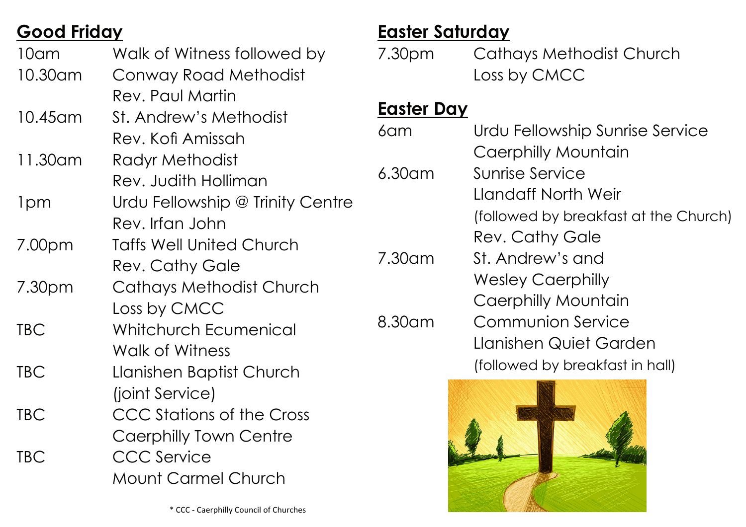## Good Friday

| | |
|---|---|
| 10am | Walk of Witness followed by |
| 10.30am | Conway Road Methodist<br>Rev. Paul Martin |
| 10.45am | St. Andrew's Methodist<br>Rev. Kofi Amissah |
| 11.30am | Radyr Methodist<br>Rev. Judith Holliman |
| 1pm | Urdu Fellowship @ Trinity Centre<br>Rev. Irfan John |
| 7.00pm | Taffs Well United Church<br>Rev. Cathy Gale |
| 7.30pm | Cathays Methodist Church<br>Loss by CMCC |
| TBC | Whitchurch Ecumenical<br>Walk of Witness |
| TBC | Llanishen Baptist Church<br>(joint Service) |
| TBC | CCC Stations of the Cross<br>Caerphilly Town Centre |
| TBC | CCC Service<br>Mount Carmel Church |

* CCC - Caerphilly Council of Churches

## Easter Saturday

| | |
|---|---|
| 7.30pm | Cathays Methodist Church<br>Loss by CMCC |

## Easter Day

| | |
|---|---|
| 6am | Urdu Fellowship Sunrise Service<br>Caerphilly Mountain |
| 6.30am | Sunrise Service<br>Llandaff North Weir<br>(followed by breakfast at the Church)<br>Rev. Cathy Gale |
| 7.30am | St. Andrew's and<br>Wesley Caerphilly<br>Caerphilly Mountain |
| 8.30am | Communion Service<br>Llanishen Quiet Garden<br>(followed by breakfast in hall) |